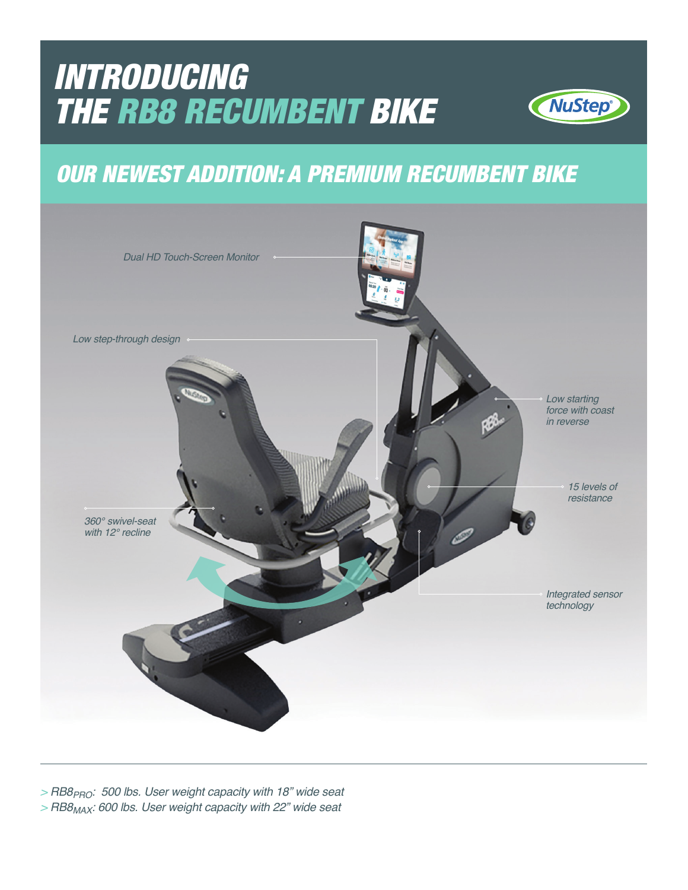# INTRODUCING THE RB8 RECUMBENT BIKE

NuStep®

## OUR NEWEST ADDITION: A PREMIUM RECUMBENT BIKE

*Dual HD Touch-Screen Monitor*

*Low step-through design*

*Low starting force with coast in reverse*

*15 levels of resistance*

*360° swivel-seat with 12° recline*

*Integrated sensor technology*

---

> *$RB8_{PRO}$: 500 lbs. User weight capacity with 18" wide seat*
> *$RB8_{MAX}$: 600 lbs. User weight capacity with 22" wide seat*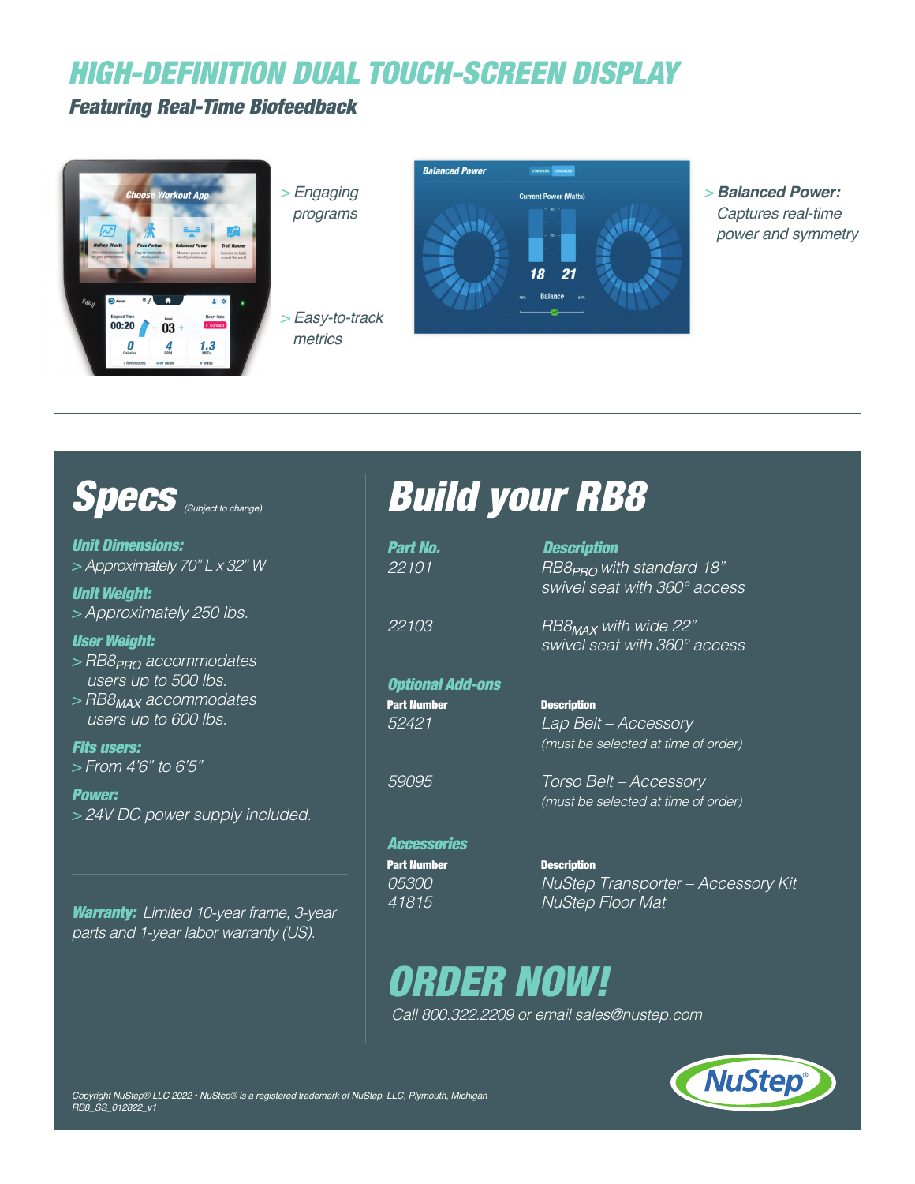# HIGH-DEFINITION DUAL TOUCH-SCREEN DISPLAY

### *Featuring Real-Time Biofeedback*

> *Engaging programs*

> *Easy-to-track metrics*

> ***Balanced Power:*** *Captures real-time power and symmetry*

---

## Specs *(Subject to change)*

**Unit Dimensions:**
> Approximately 70" L x 32" W

**Unit Weight:**
> Approximately 250 lbs.

**User Weight:**
> $RB8_{PRO}$ accommodates users up to 500 lbs.
> $RB8_{MAX}$ accommodates users up to 600 lbs.

**Fits users:**
> From 4'6" to 6'5"

**Power:**
> 24V DC power supply included.

**Warranty:** *Limited 10-year frame, 3-year parts and 1-year labor warranty (US).*

## Build your RB8

| Part No. | Description |
| --- | --- |
| 22101 | $RB8_{PRO}$ with standard 18" swivel seat with 360° access |
| 22103 | $RB8_{MAX}$ with wide 22" swivel seat with 360° access |

### Optional Add-ons

| Part Number | Description |
| --- | --- |
| 52421 | Lap Belt – Accessory (must be selected at time of order) |
| 59095 | Torso Belt – Accessory (must be selected at time of order) |

### Accessories

| Part Number | Description |
| --- | --- |
| 05300 | NuStep Transporter – Accessory Kit |
| 41815 | NuStep Floor Mat |

## ORDER NOW!

*Call 800.322.2209 or email sales@nustep.com*

*Copyright NuStep® LLC 2022 • NuStep® is a registered trademark of NuStep, LLC, Plymouth, Michigan*
*RB8_SS_012822_v1*